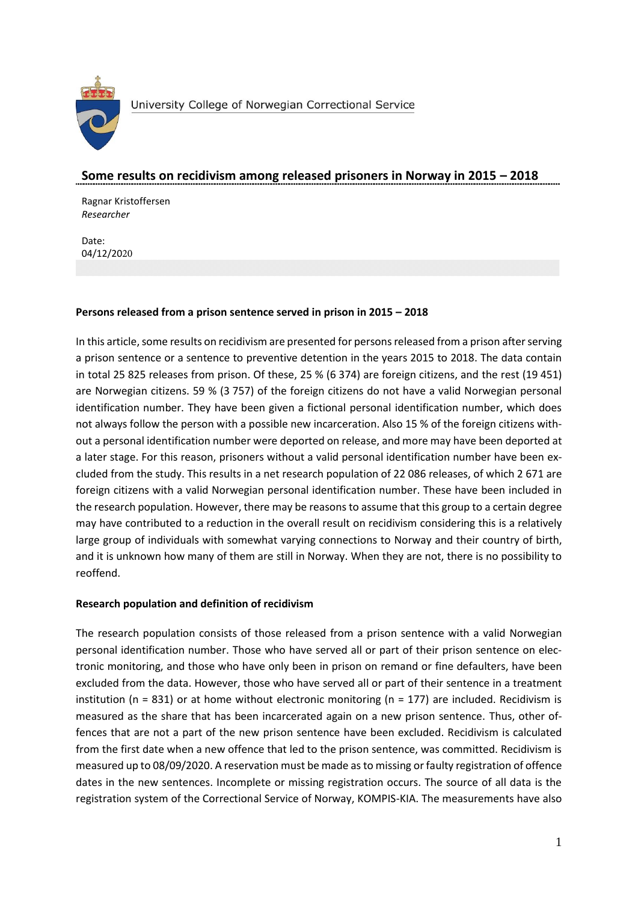University College of Norwegian Correctional Service

# Some results on recidivism among released prisoners in Norway in 2015 – 2018

Ragnar Kristoffersen
*Researcher*

Date:
04/12/2020

**Persons released from a prison sentence served in prison in 2015 – 2018**

In this article, some results on recidivism are presented for persons released from a prison after serving a prison sentence or a sentence to preventive detention in the years 2015 to 2018. The data contain in total 25 825 releases from prison. Of these, 25 % (6 374) are foreign citizens, and the rest (19 451) are Norwegian citizens. 59 % (3 757) of the foreign citizens do not have a valid Norwegian personal identification number. They have been given a fictional personal identification number, which does not always follow the person with a possible new incarceration. Also 15 % of the foreign citizens without a personal identification number were deported on release, and more may have been deported at a later stage. For this reason, prisoners without a valid personal identification number have been excluded from the study. This results in a net research population of 22 086 releases, of which 2 671 are foreign citizens with a valid Norwegian personal identification number. These have been included in the research population. However, there may be reasons to assume that this group to a certain degree may have contributed to a reduction in the overall result on recidivism considering this is a relatively large group of individuals with somewhat varying connections to Norway and their country of birth, and it is unknown how many of them are still in Norway. When they are not, there is no possibility to reoffend.

**Research population and definition of recidivism**

The research population consists of those released from a prison sentence with a valid Norwegian personal identification number. Those who have served all or part of their prison sentence on electronic monitoring, and those who have only been in prison on remand or fine defaulters, have been excluded from the data. However, those who have served all or part of their sentence in a treatment institution (n = 831) or at home without electronic monitoring (n = 177) are included. Recidivism is measured as the share that has been incarcerated again on a new prison sentence. Thus, other offences that are not a part of the new prison sentence have been excluded. Recidivism is calculated from the first date when a new offence that led to the prison sentence, was committed. Recidivism is measured up to 08/09/2020. A reservation must be made as to missing or faulty registration of offence dates in the new sentences. Incomplete or missing registration occurs. The source of all data is the registration system of the Correctional Service of Norway, KOMPIS-KIA. The measurements have also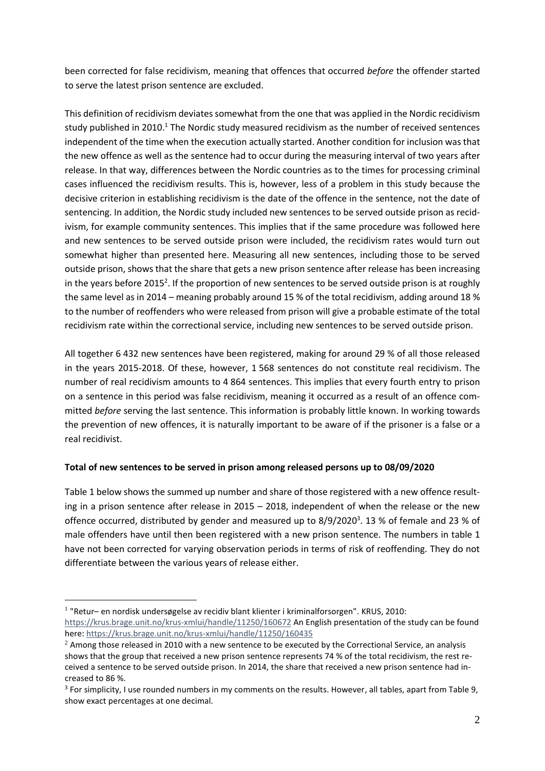been corrected for false recidivism, meaning that offences that occurred *before* the offender started to serve the latest prison sentence are excluded.

This definition of recidivism deviates somewhat from the one that was applied in the Nordic recidivism study published in 2010.[1] The Nordic study measured recidivism as the number of received sentences independent of the time when the execution actually started. Another condition for inclusion was that the new offence as well as the sentence had to occur during the measuring interval of two years after release. In that way, differences between the Nordic countries as to the times for processing criminal cases influenced the recidivism results. This is, however, less of a problem in this study because the decisive criterion in establishing recidivism is the date of the offence in the sentence, not the date of sentencing. In addition, the Nordic study included new sentences to be served outside prison as recidivism, for example community sentences. This implies that if the same procedure was followed here and new sentences to be served outside prison were included, the recidivism rates would turn out somewhat higher than presented here. Measuring all new sentences, including those to be served outside prison, shows that the share that gets a new prison sentence after release has been increasing in the years before 2015[2]. If the proportion of new sentences to be served outside prison is at roughly the same level as in 2014 – meaning probably around 15 % of the total recidivism, adding around 18 % to the number of reoffenders who were released from prison will give a probable estimate of the total recidivism rate within the correctional service, including new sentences to be served outside prison.

All together 6 432 new sentences have been registered, making for around 29 % of all those released in the years 2015-2018. Of these, however, 1 568 sentences do not constitute real recidivism. The number of real recidivism amounts to 4 864 sentences. This implies that every fourth entry to prison on a sentence in this period was false recidivism, meaning it occurred as a result of an offence committed *before* serving the last sentence. This information is probably little known. In working towards the prevention of new offences, it is naturally important to be aware of if the prisoner is a false or a real recidivist.

**Total of new sentences to be served in prison among released persons up to 08/09/2020**

Table 1 below shows the summed up number and share of those registered with a new offence resulting in a prison sentence after release in 2015 – 2018, independent of when the release or the new offence occurred, distributed by gender and measured up to 8/9/2020[3]. 13 % of female and 23 % of male offenders have until then been registered with a new prison sentence. The numbers in table 1 have not been corrected for varying observation periods in terms of risk of reoffending. They do not differentiate between the various years of release either.

---

[1] "Retur– en nordisk undersøgelse av recidiv blant klienter i kriminalforsorgen". KRUS, 2010: https://krus.brage.unit.no/krus-xmlui/handle/11250/160672 An English presentation of the study can be found here: https://krus.brage.unit.no/krus-xmlui/handle/11250/160435

[2] Among those released in 2010 with a new sentence to be executed by the Correctional Service, an analysis shows that the group that received a new prison sentence represents 74 % of the total recidivism, the rest received a sentence to be served outside prison. In 2014, the share that received a new prison sentence had increased to 86 %.

[3] For simplicity, I use rounded numbers in my comments on the results. However, all tables, apart from Table 9, show exact percentages at one decimal.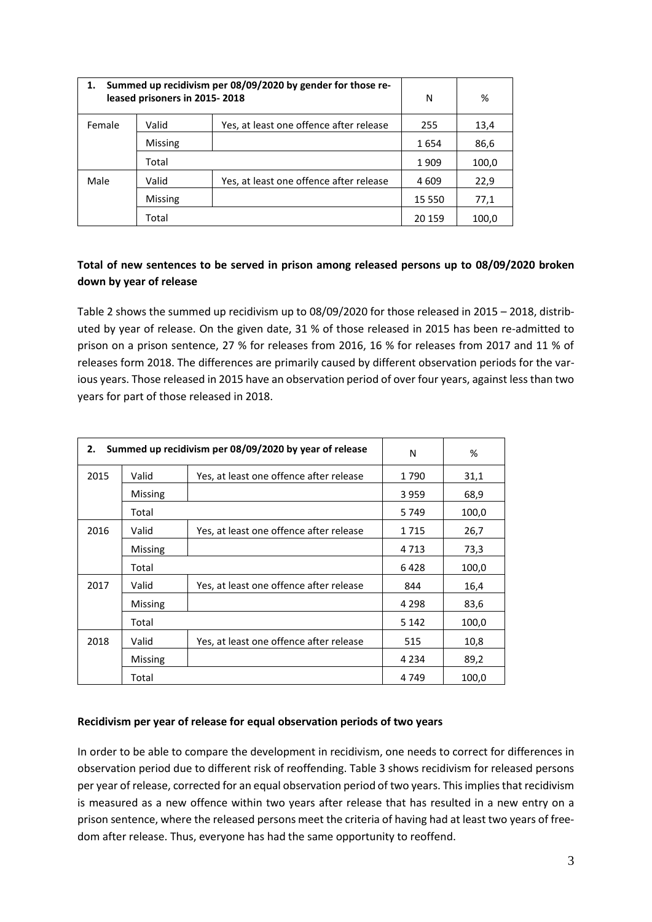| 1. Summed up recidivism per 08/09/2020 by gender for those released prisoners in 2015- 2018 | | | N | % |
|---|---|---|---|---|
| Female | Valid | Yes, at least one offence after release | 255 | 13,4 |
| | Missing | | 1 654 | 86,6 |
| | Total | | 1 909 | 100,0 |
| Male | Valid | Yes, at least one offence after release | 4 609 | 22,9 |
| | Missing | | 15 550 | 77,1 |
| | Total | | 20 159 | 100,0 |

**Total of new sentences to be served in prison among released persons up to 08/09/2020 broken down by year of release**

Table 2 shows the summed up recidivism up to 08/09/2020 for those released in 2015 – 2018, distributed by year of release. On the given date, 31 % of those released in 2015 has been re-admitted to prison on a prison sentence, 27 % for releases from 2016, 16 % for releases from 2017 and 11 % of releases form 2018. The differences are primarily caused by different observation periods for the various years. Those released in 2015 have an observation period of over four years, against less than two years for part of those released in 2018.

| 2. Summed up recidivism per 08/09/2020 by year of release | | | N | % |
|---|---|---|---|---|
| 2015 | Valid | Yes, at least one offence after release | 1 790 | 31,1 |
| | Missing | | 3 959 | 68,9 |
| | Total | | 5 749 | 100,0 |
| 2016 | Valid | Yes, at least one offence after release | 1 715 | 26,7 |
| | Missing | | 4 713 | 73,3 |
| | Total | | 6 428 | 100,0 |
| 2017 | Valid | Yes, at least one offence after release | 844 | 16,4 |
| | Missing | | 4 298 | 83,6 |
| | Total | | 5 142 | 100,0 |
| 2018 | Valid | Yes, at least one offence after release | 515 | 10,8 |
| | Missing | | 4 234 | 89,2 |
| | Total | | 4 749 | 100,0 |

**Recidivism per year of release for equal observation periods of two years**

In order to be able to compare the development in recidivism, one needs to correct for differences in observation period due to different risk of reoffending. Table 3 shows recidivism for released persons per year of release, corrected for an equal observation period of two years. This implies that recidivism is measured as a new offence within two years after release that has resulted in a new entry on a prison sentence, where the released persons meet the criteria of having had at least two years of freedom after release. Thus, everyone has had the same opportunity to reoffend.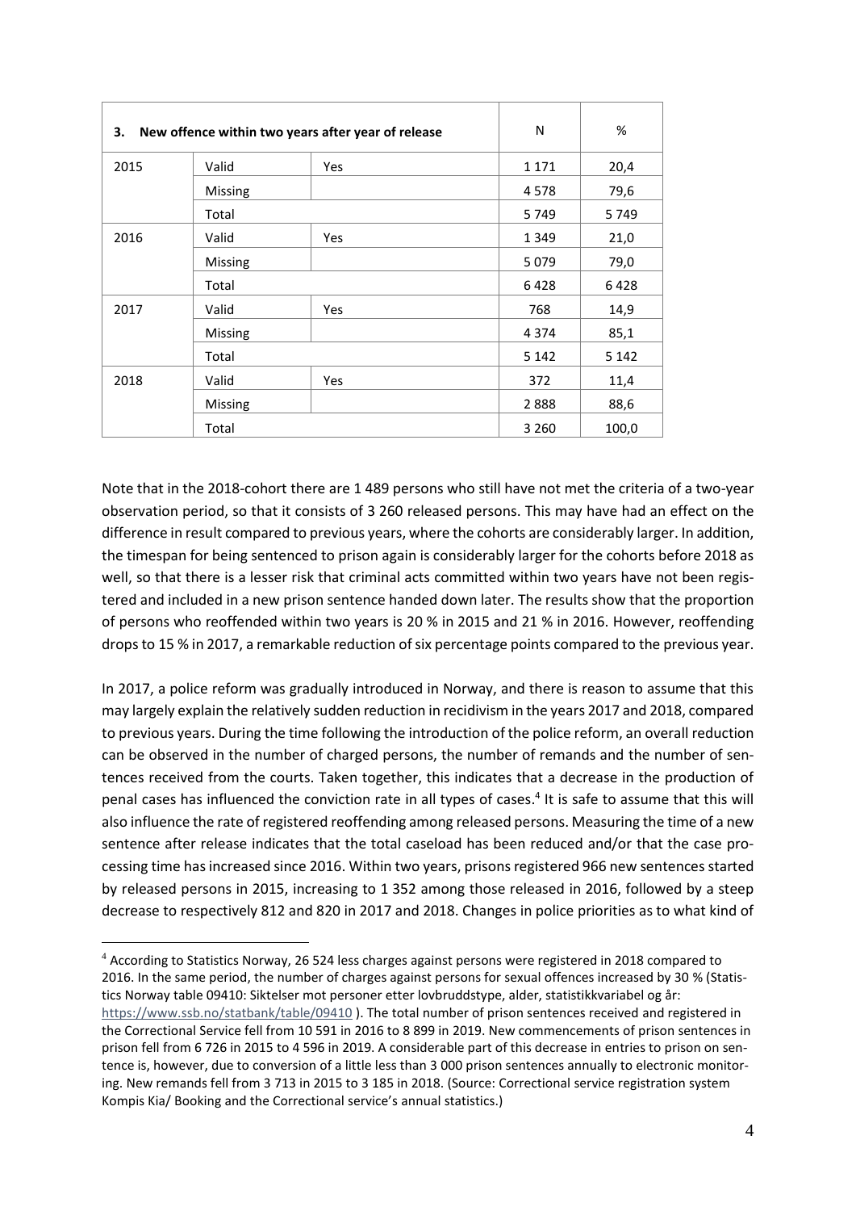| 3. New offence within two years after year of release | | | N | % |
|---|---|---|---|---|
| 2015 | Valid | Yes | 1 171 | 20,4 |
| | Missing | | 4 578 | 79,6 |
| | Total | | 5 749 | 5 749 |
| 2016 | Valid | Yes | 1 349 | 21,0 |
| | Missing | | 5 079 | 79,0 |
| | Total | | 6 428 | 6 428 |
| 2017 | Valid | Yes | 768 | 14,9 |
| | Missing | | 4 374 | 85,1 |
| | Total | | 5 142 | 5 142 |
| 2018 | Valid | Yes | 372 | 11,4 |
| | Missing | | 2 888 | 88,6 |
| | Total | | 3 260 | 100,0 |

Note that in the 2018-cohort there are 1 489 persons who still have not met the criteria of a two-year observation period, so that it consists of 3 260 released persons. This may have had an effect on the difference in result compared to previous years, where the cohorts are considerably larger. In addition, the timespan for being sentenced to prison again is considerably larger for the cohorts before 2018 as well, so that there is a lesser risk that criminal acts committed within two years have not been registered and included in a new prison sentence handed down later. The results show that the proportion of persons who reoffended within two years is 20 % in 2015 and 21 % in 2016. However, reoffending drops to 15 % in 2017, a remarkable reduction of six percentage points compared to the previous year.

In 2017, a police reform was gradually introduced in Norway, and there is reason to assume that this may largely explain the relatively sudden reduction in recidivism in the years 2017 and 2018, compared to previous years. During the time following the introduction of the police reform, an overall reduction can be observed in the number of charged persons, the number of remands and the number of sentences received from the courts. Taken together, this indicates that a decrease in the production of penal cases has influenced the conviction rate in all types of cases.[4] It is safe to assume that this will also influence the rate of registered reoffending among released persons. Measuring the time of a new sentence after release indicates that the total caseload has been reduced and/or that the case processing time has increased since 2016. Within two years, prisons registered 966 new sentences started by released persons in 2015, increasing to 1 352 among those released in 2016, followed by a steep decrease to respectively 812 and 820 in 2017 and 2018. Changes in police priorities as to what kind of

[4] According to Statistics Norway, 26 524 less charges against persons were registered in 2018 compared to 2016. In the same period, the number of charges against persons for sexual offences increased by 30 % (Statistics Norway table 09410: Siktelser mot personer etter lovbruddstype, alder, statistikkvariabel og år: https://www.ssb.no/statbank/table/09410 ). The total number of prison sentences received and registered in the Correctional Service fell from 10 591 in 2016 to 8 899 in 2019. New commencements of prison sentences in prison fell from 6 726 in 2015 to 4 596 in 2019. A considerable part of this decrease in entries to prison on sentence is, however, due to conversion of a little less than 3 000 prison sentences annually to electronic monitoring. New remands fell from 3 713 in 2015 to 3 185 in 2018. (Source: Correctional service registration system Kompis Kia/ Booking and the Correctional service's annual statistics.)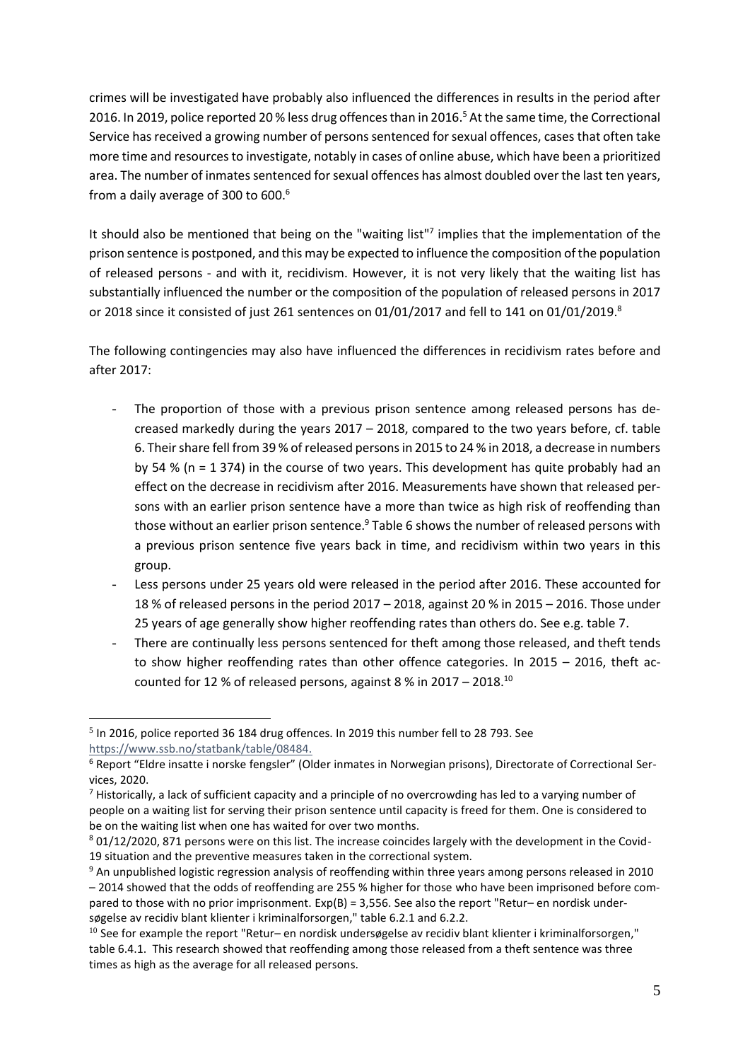crimes will be investigated have probably also influenced the differences in results in the period after 2016. In 2019, police reported 20 % less drug offences than in 2016.[5] At the same time, the Correctional Service has received a growing number of persons sentenced for sexual offences, cases that often take more time and resources to investigate, notably in cases of online abuse, which have been a prioritized area. The number of inmates sentenced for sexual offences has almost doubled over the last ten years, from a daily average of 300 to 600.[6]

It should also be mentioned that being on the "waiting list"[7] implies that the implementation of the prison sentence is postponed, and this may be expected to influence the composition of the population of released persons - and with it, recidivism. However, it is not very likely that the waiting list has substantially influenced the number or the composition of the population of released persons in 2017 or 2018 since it consisted of just 261 sentences on 01/01/2017 and fell to 141 on 01/01/2019.[8]

The following contingencies may also have influenced the differences in recidivism rates before and after 2017:

- The proportion of those with a previous prison sentence among released persons has decreased markedly during the years 2017 – 2018, compared to the two years before, cf. table 6. Their share fell from 39 % of released persons in 2015 to 24 % in 2018, a decrease in numbers by 54 % (n = 1 374) in the course of two years. This development has quite probably had an effect on the decrease in recidivism after 2016. Measurements have shown that released persons with an earlier prison sentence have a more than twice as high risk of reoffending than those without an earlier prison sentence.[9] Table 6 shows the number of released persons with a previous prison sentence five years back in time, and recidivism within two years in this group.
- Less persons under 25 years old were released in the period after 2016. These accounted for 18 % of released persons in the period 2017 – 2018, against 20 % in 2015 – 2016. Those under 25 years of age generally show higher reoffending rates than others do. See e.g. table 7.
- There are continually less persons sentenced for theft among those released, and theft tends to show higher reoffending rates than other offence categories. In 2015 – 2016, theft accounted for 12 % of released persons, against 8 % in 2017 – 2018.[10]

---

[5] In 2016, police reported 36 184 drug offences. In 2019 this number fell to 28 793. See https://www.ssb.no/statbank/table/08484.

[6] Report "Eldre insatte i norske fengsler" (Older inmates in Norwegian prisons), Directorate of Correctional Services, 2020.

[7] Historically, a lack of sufficient capacity and a principle of no overcrowding has led to a varying number of people on a waiting list for serving their prison sentence until capacity is freed for them. One is considered to be on the waiting list when one has waited for over two months.

[8] 01/12/2020, 871 persons were on this list. The increase coincides largely with the development in the Covid-19 situation and the preventive measures taken in the correctional system.

[9] An unpublished logistic regression analysis of reoffending within three years among persons released in 2010 – 2014 showed that the odds of reoffending are 255 % higher for those who have been imprisoned before compared to those with no prior imprisonment. Exp(B) = 3,556. See also the report "Retur– en nordisk undersøgelse av recidiv blant klienter i kriminalforsorgen," table 6.2.1 and 6.2.2.

[10] See for example the report "Retur– en nordisk undersøgelse av recidiv blant klienter i kriminalforsorgen," table 6.4.1. This research showed that reoffending among those released from a theft sentence was three times as high as the average for all released persons.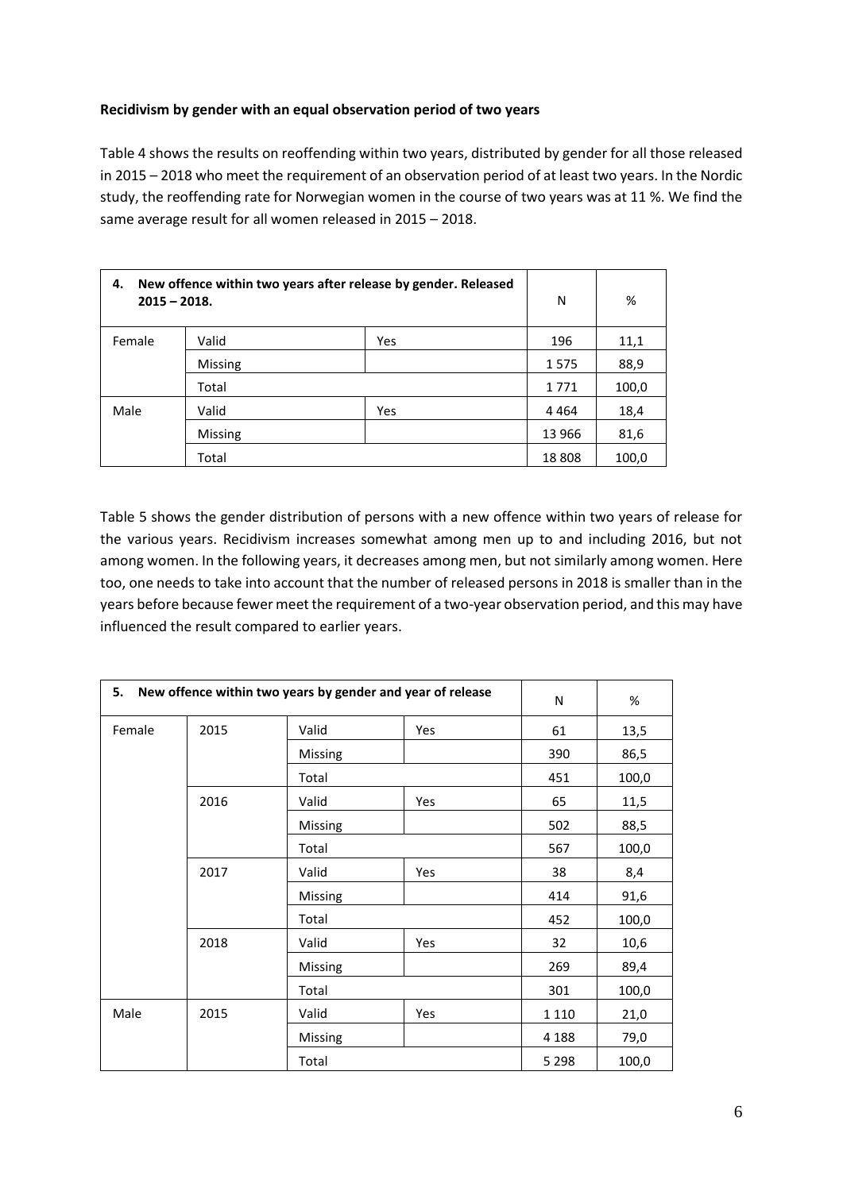**Recidivism by gender with an equal observation period of two years**

Table 4 shows the results on reoffending within two years, distributed by gender for all those released in 2015 – 2018 who meet the requirement of an observation period of at least two years. In the Nordic study, the reoffending rate for Norwegian women in the course of two years was at 11 %. We find the same average result for all women released in 2015 – 2018.

| **4. New offence within two years after release by gender. Released 2015 – 2018.** | | | N | % |
|---|---|---|---|---|
| Female | Valid | Yes | 196 | 11,1 |
| | Missing | | 1 575 | 88,9 |
| | Total | | 1 771 | 100,0 |
| Male | Valid | Yes | 4 464 | 18,4 |
| | Missing | | 13 966 | 81,6 |
| | Total | | 18 808 | 100,0 |

Table 5 shows the gender distribution of persons with a new offence within two years of release for the various years. Recidivism increases somewhat among men up to and including 2016, but not among women. In the following years, it decreases among men, but not similarly among women. Here too, one needs to take into account that the number of released persons in 2018 is smaller than in the years before because fewer meet the requirement of a two-year observation period, and this may have influenced the result compared to earlier years.

| **5. New offence within two years by gender and year of release** | | | | N | % |
|---|---|---|---|---|---|
| Female | 2015 | Valid | Yes | 61 | 13,5 |
| | | Missing | | 390 | 86,5 |
| | | Total | | 451 | 100,0 |
| | 2016 | Valid | Yes | 65 | 11,5 |
| | | Missing | | 502 | 88,5 |
| | | Total | | 567 | 100,0 |
| | 2017 | Valid | Yes | 38 | 8,4 |
| | | Missing | | 414 | 91,6 |
| | | Total | | 452 | 100,0 |
| | 2018 | Valid | Yes | 32 | 10,6 |
| | | Missing | | 269 | 89,4 |
| | | Total | | 301 | 100,0 |
| Male | 2015 | Valid | Yes | 1 110 | 21,0 |
| | | Missing | | 4 188 | 79,0 |
| | | Total | | 5 298 | 100,0 |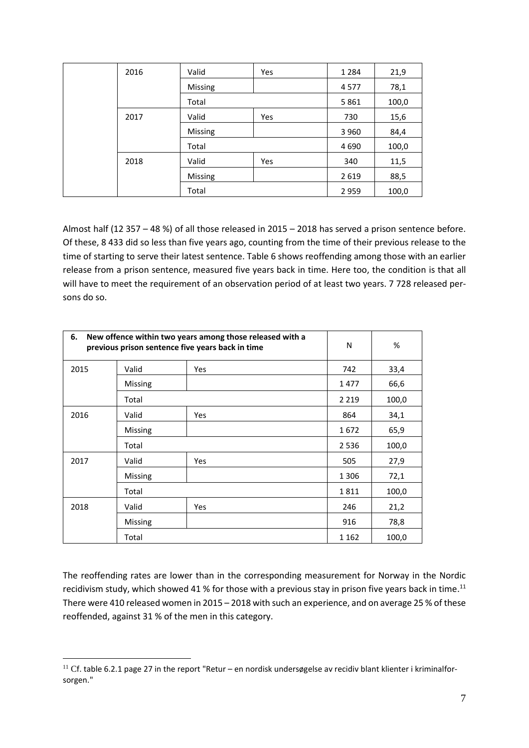|  |  |  |  |  |
|---|---|---|---|---|
| 2016 | Valid | Yes | 1 284 | 21,9 |
|  | Missing |  | 4 577 | 78,1 |
|  | Total |  | 5 861 | 100,0 |
| 2017 | Valid | Yes | 730 | 15,6 |
|  | Missing |  | 3 960 | 84,4 |
|  | Total |  | 4 690 | 100,0 |
| 2018 | Valid | Yes | 340 | 11,5 |
|  | Missing |  | 2 619 | 88,5 |
|  | Total |  | 2 959 | 100,0 |

Almost half (12 357 – 48 %) of all those released in 2015 – 2018 has served a prison sentence before. Of these, 8 433 did so less than five years ago, counting from the time of their previous release to the time of starting to serve their latest sentence. Table 6 shows reoffending among those with an earlier release from a prison sentence, measured five years back in time. Here too, the condition is that all will have to meet the requirement of an observation period of at least two years. 7 728 released persons do so.

| **6. New offence within two years among those released with a previous prison sentence five years back in time** | | | N | % |
|---|---|---|---|---|
| 2015 | Valid | Yes | 742 | 33,4 |
|  | Missing |  | 1 477 | 66,6 |
|  | Total |  | 2 219 | 100,0 |
| 2016 | Valid | Yes | 864 | 34,1 |
|  | Missing |  | 1 672 | 65,9 |
|  | Total |  | 2 536 | 100,0 |
| 2017 | Valid | Yes | 505 | 27,9 |
|  | Missing |  | 1 306 | 72,1 |
|  | Total |  | 1 811 | 100,0 |
| 2018 | Valid | Yes | 246 | 21,2 |
|  | Missing |  | 916 | 78,8 |
|  | Total |  | 1 162 | 100,0 |

The reoffending rates are lower than in the corresponding measurement for Norway in the Nordic recidivism study, which showed 41 % for those with a previous stay in prison five years back in time.[11] There were 410 released women in 2015 – 2018 with such an experience, and on average 25 % of these reoffended, against 31 % of the men in this category.

[11] Cf. table 6.2.1 page 27 in the report "Retur – en nordisk undersøgelse av recidiv blant klienter i kriminalforsorgen."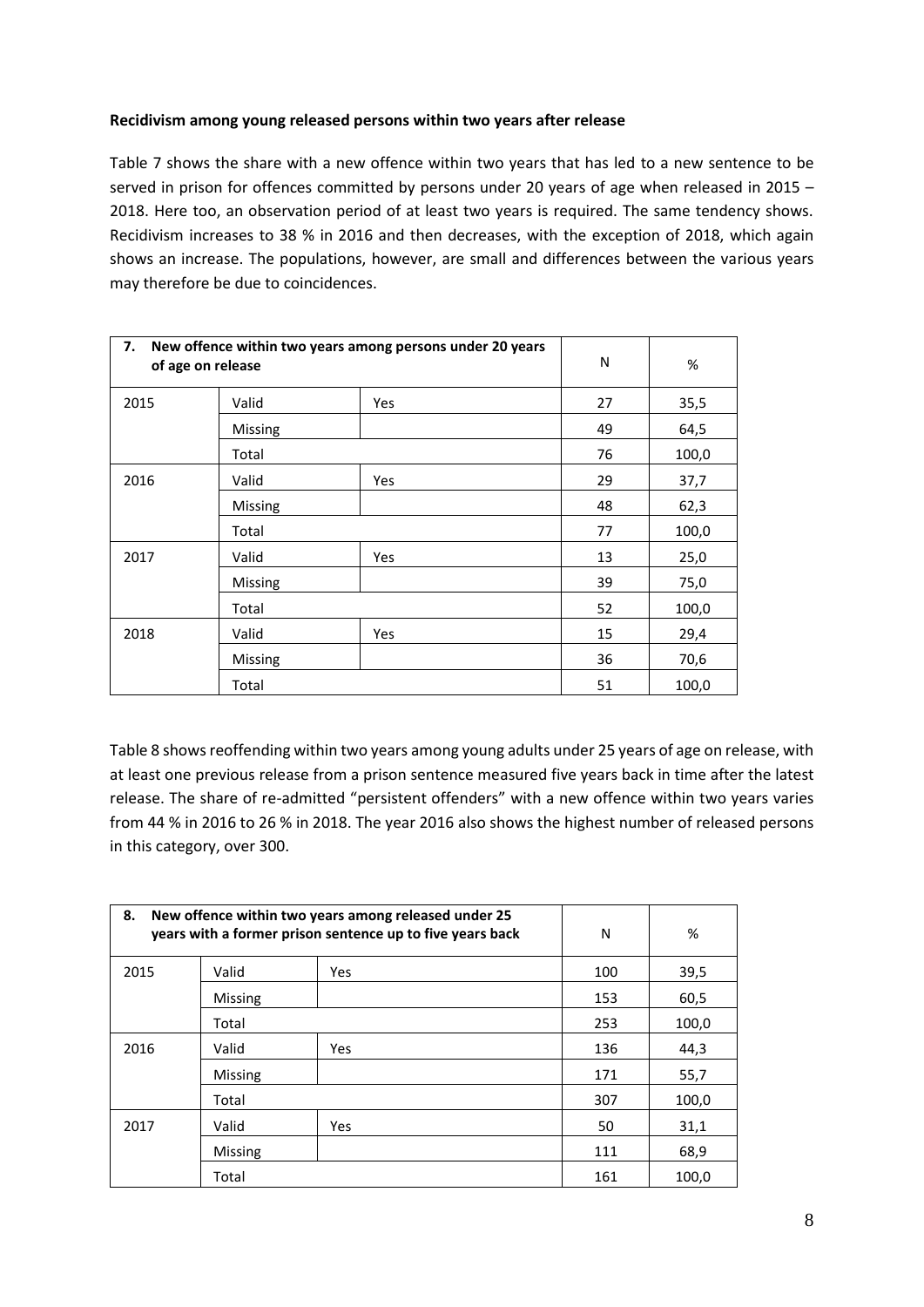**Recidivism among young released persons within two years after release**

Table 7 shows the share with a new offence within two years that has led to a new sentence to be served in prison for offences committed by persons under 20 years of age when released in 2015 – 2018. Here too, an observation period of at least two years is required. The same tendency shows. Recidivism increases to 38 % in 2016 and then decreases, with the exception of 2018, which again shows an increase. The populations, however, are small and differences between the various years may therefore be due to coincidences.

| **7. New offence within two years among persons under 20 years of age on release** | | | N | % |
|---|---|---|---|---|
| 2015 | Valid | Yes | 27 | 35,5 |
| | Missing | | 49 | 64,5 |
| | Total | | 76 | 100,0 |
| 2016 | Valid | Yes | 29 | 37,7 |
| | Missing | | 48 | 62,3 |
| | Total | | 77 | 100,0 |
| 2017 | Valid | Yes | 13 | 25,0 |
| | Missing | | 39 | 75,0 |
| | Total | | 52 | 100,0 |
| 2018 | Valid | Yes | 15 | 29,4 |
| | Missing | | 36 | 70,6 |
| | Total | | 51 | 100,0 |

Table 8 shows reoffending within two years among young adults under 25 years of age on release, with at least one previous release from a prison sentence measured five years back in time after the latest release. The share of re-admitted "persistent offenders" with a new offence within two years varies from 44 % in 2016 to 26 % in 2018. The year 2016 also shows the highest number of released persons in this category, over 300.

| **8. New offence within two years among released under 25 years with a former prison sentence up to five years back** | | | N | % |
|---|---|---|---|---|
| 2015 | Valid | Yes | 100 | 39,5 |
| | Missing | | 153 | 60,5 |
| | Total | | 253 | 100,0 |
| 2016 | Valid | Yes | 136 | 44,3 |
| | Missing | | 171 | 55,7 |
| | Total | | 307 | 100,0 |
| 2017 | Valid | Yes | 50 | 31,1 |
| | Missing | | 111 | 68,9 |
| | Total | | 161 | 100,0 |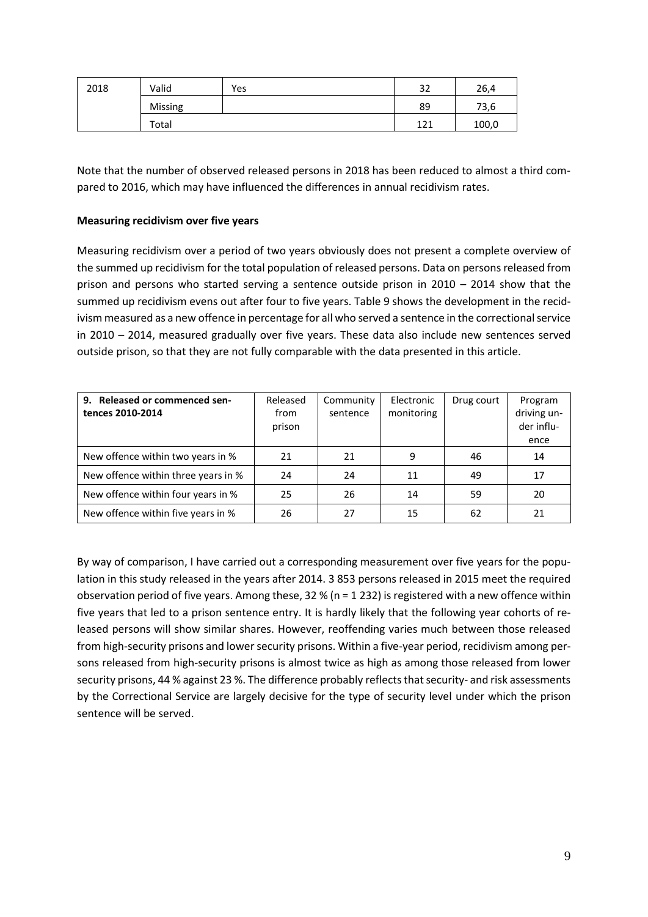| | | | | |
|---|---|---|---|---|
| 2018 | Valid | Yes | 32 | 26,4 |
| | Missing | | 89 | 73,6 |
| | Total | | 121 | 100,0 |

Note that the number of observed released persons in 2018 has been reduced to almost a third compared to 2016, which may have influenced the differences in annual recidivism rates.

**Measuring recidivism over five years**

Measuring recidivism over a period of two years obviously does not present a complete overview of the summed up recidivism for the total population of released persons. Data on persons released from prison and persons who started serving a sentence outside prison in 2010 – 2014 show that the summed up recidivism evens out after four to five years. Table 9 shows the development in the recidivism measured as a new offence in percentage for all who served a sentence in the correctional service in 2010 – 2014, measured gradually over five years. These data also include new sentences served outside prison, so that they are not fully comparable with the data presented in this article.

| **9. Released or commenced sentences 2010-2014** | Released from prison | Community sentence | Electronic monitoring | Drug court | Program driving under influence |
|---|---|---|---|---|---|
| New offence within two years in % | 21 | 21 | 9 | 46 | 14 |
| New offence within three years in % | 24 | 24 | 11 | 49 | 17 |
| New offence within four years in % | 25 | 26 | 14 | 59 | 20 |
| New offence within five years in % | 26 | 27 | 15 | 62 | 21 |

By way of comparison, I have carried out a corresponding measurement over five years for the population in this study released in the years after 2014. 3 853 persons released in 2015 meet the required observation period of five years. Among these, 32 % (n = 1 232) is registered with a new offence within five years that led to a prison sentence entry. It is hardly likely that the following year cohorts of released persons will show similar shares. However, reoffending varies much between those released from high-security prisons and lower security prisons. Within a five-year period, recidivism among persons released from high-security prisons is almost twice as high as among those released from lower security prisons, 44 % against 23 %. The difference probably reflects that security- and risk assessments by the Correctional Service are largely decisive for the type of security level under which the prison sentence will be served.